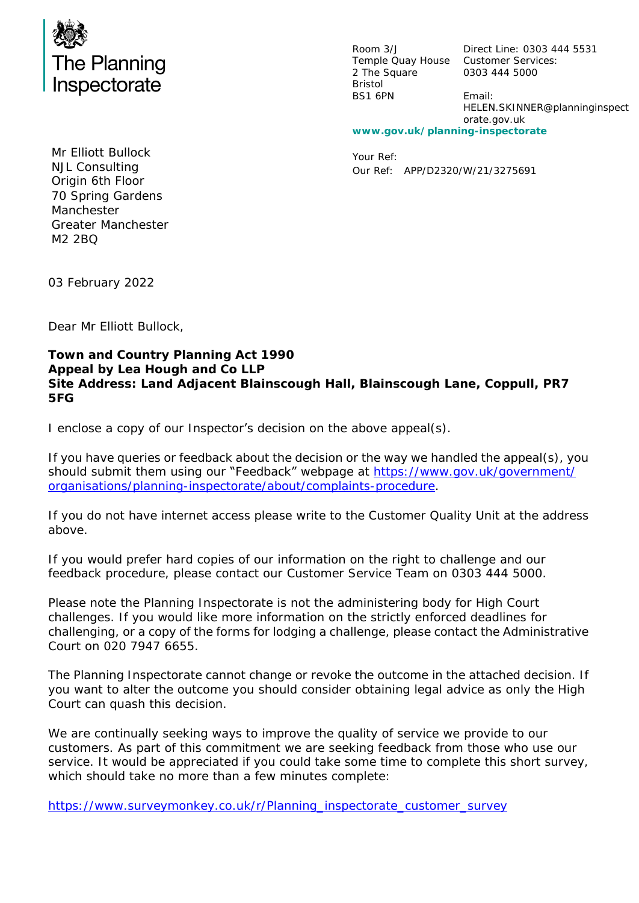The Planning Inspectorate

Room 3/J
Temple Quay House
2 The Square
Bristol
BS1 6PN

Direct Line: 0303 444 5531
Customer Services:
0303 444 5000

Email:
HELEN.SKINNER@planninginspectorate.gov.uk

**www.gov.uk/planning-inspectorate**

Mr Elliott Bullock
NJL Consulting
Origin 6th Floor
70 Spring Gardens
Manchester
Greater Manchester
M2 2BQ

Your Ref:
Our Ref: APP/D2320/W/21/3275691

03 February 2022

Dear Mr Elliott Bullock,

**Town and Country Planning Act 1990**
**Appeal by Lea Hough and Co LLP**
**Site Address: Land Adjacent Blainscough Hall, Blainscough Lane, Coppull, PR7 5FG**

I enclose a copy of our Inspector's decision on the above appeal(s).

If you have queries or feedback about the decision or the way we handled the appeal(s), you should submit them using our "Feedback" webpage at https://www.gov.uk/government/organisations/planning-inspectorate/about/complaints-procedure.

If you do not have internet access please write to the Customer Quality Unit at the address above.

If you would prefer hard copies of our information on the right to challenge and our feedback procedure, please contact our Customer Service Team on 0303 444 5000.

Please note the Planning Inspectorate is not the administering body for High Court challenges. If you would like more information on the strictly enforced deadlines for challenging, or a copy of the forms for lodging a challenge, please contact the Administrative Court on 020 7947 6655.

The Planning Inspectorate cannot change or revoke the outcome in the attached decision. If you want to alter the outcome you should consider obtaining legal advice as only the High Court can quash this decision.

We are continually seeking ways to improve the quality of service we provide to our customers. As part of this commitment we are seeking feedback from those who use our service. It would be appreciated if you could take some time to complete this short survey, which should take no more than a few minutes complete:

https://www.surveymonkey.co.uk/r/Planning_inspectorate_customer_survey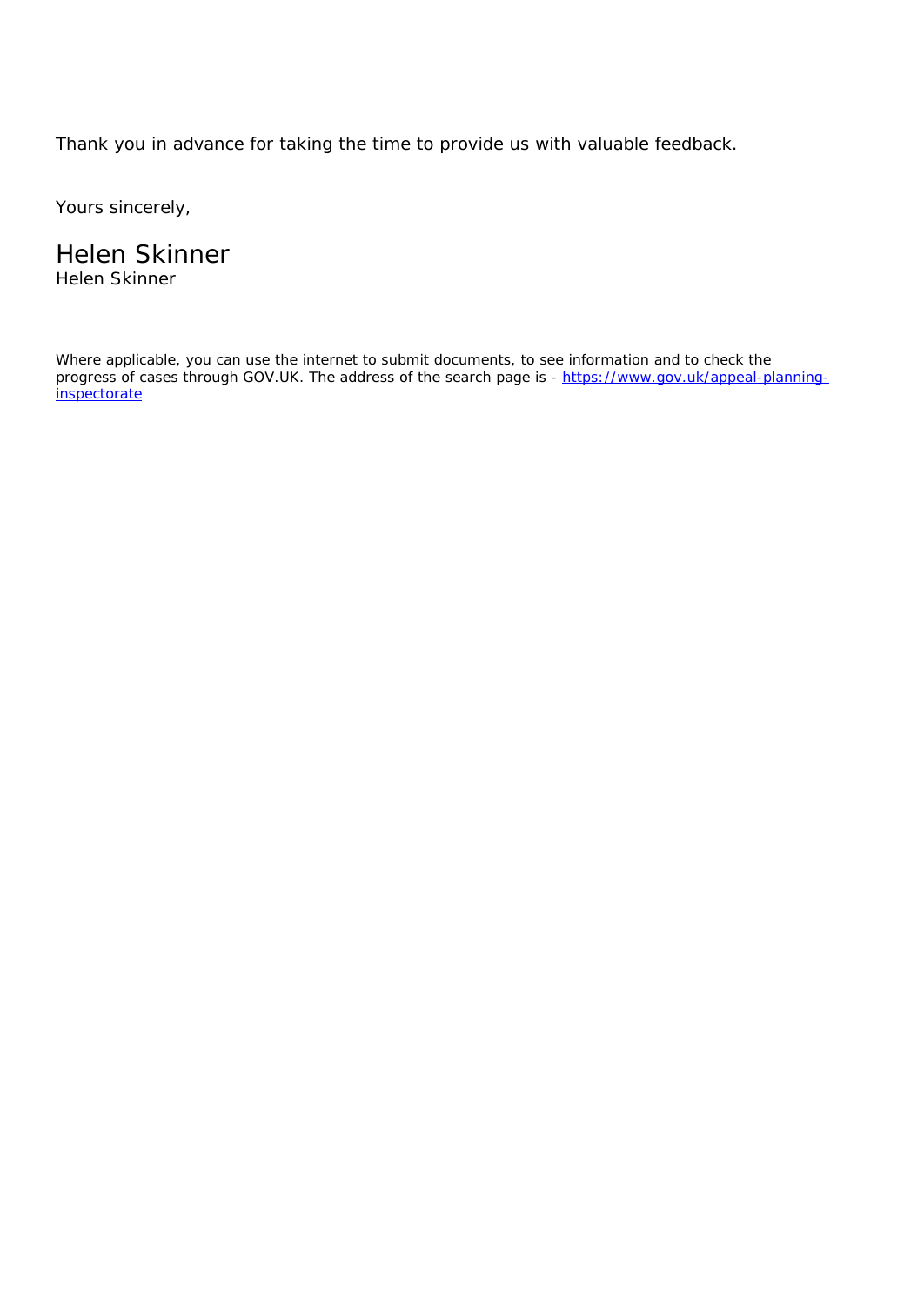Thank you in advance for taking the time to provide us with valuable feedback.

Yours sincerely,

Helen Skinner
Helen Skinner

Where applicable, you can use the internet to submit documents, to see information and to check the progress of cases through GOV.UK. The address of the search page is - [https://www.gov.uk/appeal-planning-inspectorate](https://www.gov.uk/appeal-planning-inspectorate)